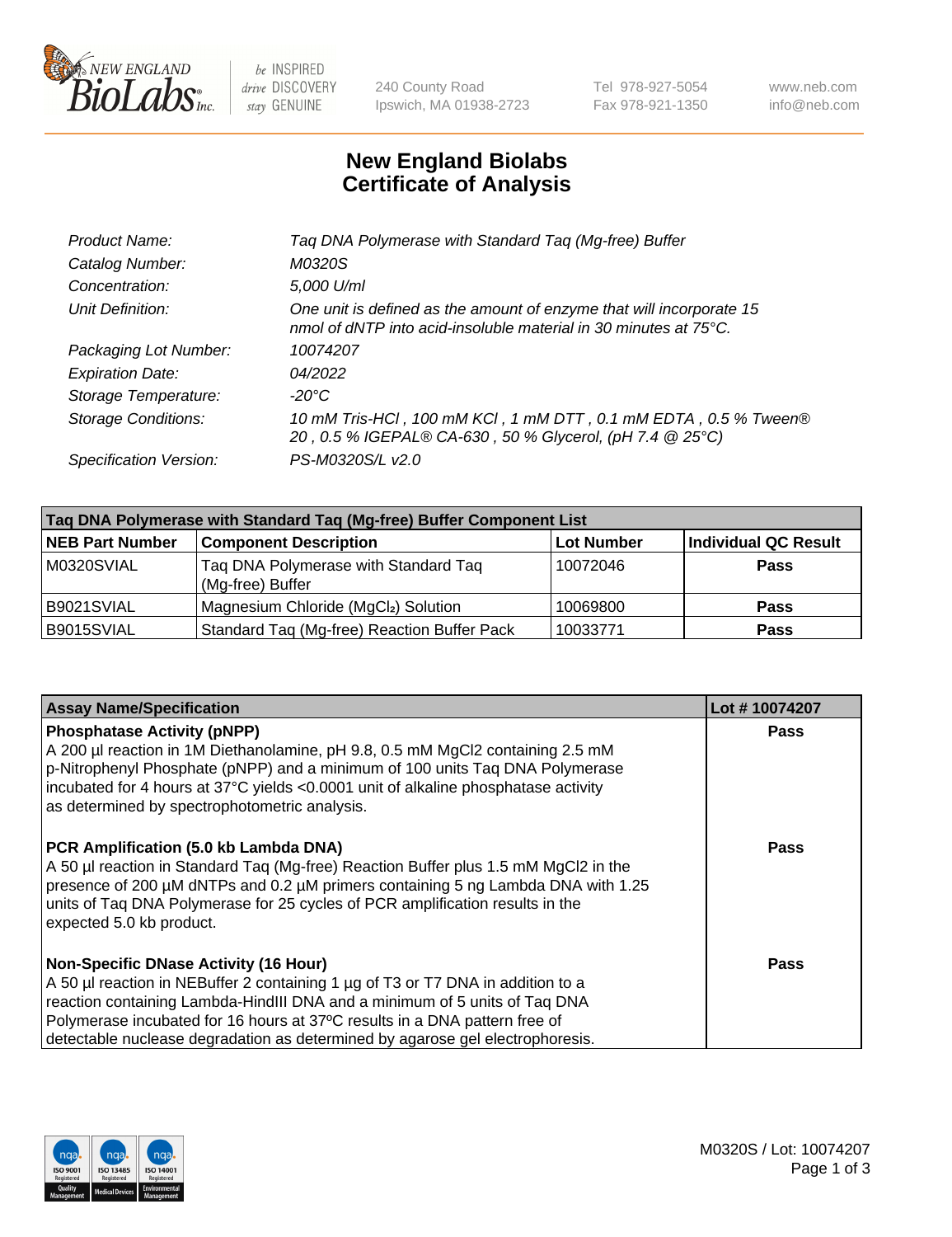# New England Biolabs Certificate of Analysis

| | |
|---|---|
| *Product Name:* | *Taq DNA Polymerase with Standard Taq (Mg-free) Buffer* |
| *Catalog Number:* | *M0320S* |
| *Concentration:* | *5,000 U/ml* |
| *Unit Definition:* | *One unit is defined as the amount of enzyme that will incorporate 15 nmol of dNTP into acid-insoluble material in 30 minutes at 75°C.* |
| *Packaging Lot Number:* | *10074207* |
| *Expiration Date:* | *04/2022* |
| *Storage Temperature:* | *-20°C* |
| *Storage Conditions:* | *10 mM Tris-HCl , 100 mM KCl , 1 mM DTT , 0.1 mM EDTA , 0.5 % Tween® 20 , 0.5 % IGEPAL® CA-630 , 50 % Glycerol, (pH 7.4 @ 25°C)* |
| *Specification Version:* | *PS-M0320S/L v2.0* |

| **Taq DNA Polymerase with Standard Taq (Mg-free) Buffer Component List** | | | |
|---|---|---|---|
| **NEB Part Number** | **Component Description** | **Lot Number** | **Individual QC Result** |
| M0320SVIAL | Taq DNA Polymerase with Standard Taq (Mg-free) Buffer | 10072046 | **Pass** |
| B9021SVIAL | Magnesium Chloride ($MgCl_2$) Solution | 10069800 | **Pass** |
| B9015SVIAL | Standard Taq (Mg-free) Reaction Buffer Pack | 10033771 | **Pass** |

| **Assay Name/Specification** | **Lot # 10074207** |
|---|---|
| **Phosphatase Activity (pNPP)**<br>A 200 µl reaction in 1M Diethanolamine, pH 9.8, 0.5 mM MgCl2 containing 2.5 mM p-Nitrophenyl Phosphate (pNPP) and a minimum of 100 units Taq DNA Polymerase incubated for 4 hours at 37°C yields <0.0001 unit of alkaline phosphatase activity as determined by spectrophotometric analysis. | **Pass** |
| **PCR Amplification (5.0 kb Lambda DNA)**<br>A 50 µl reaction in Standard Taq (Mg-free) Reaction Buffer plus 1.5 mM MgCl2 in the presence of 200 µM dNTPs and 0.2 µM primers containing 5 ng Lambda DNA with 1.25 units of Taq DNA Polymerase for 25 cycles of PCR amplification results in the expected 5.0 kb product. | **Pass** |
| **Non-Specific DNase Activity (16 Hour)**<br>A 50 µl reaction in NEBuffer 2 containing 1 µg of T3 or T7 DNA in addition to a reaction containing Lambda-HindIII DNA and a minimum of 5 units of Taq DNA Polymerase incubated for 16 hours at 37ºC results in a DNA pattern free of detectable nuclease degradation as determined by agarose gel electrophoresis. | **Pass** |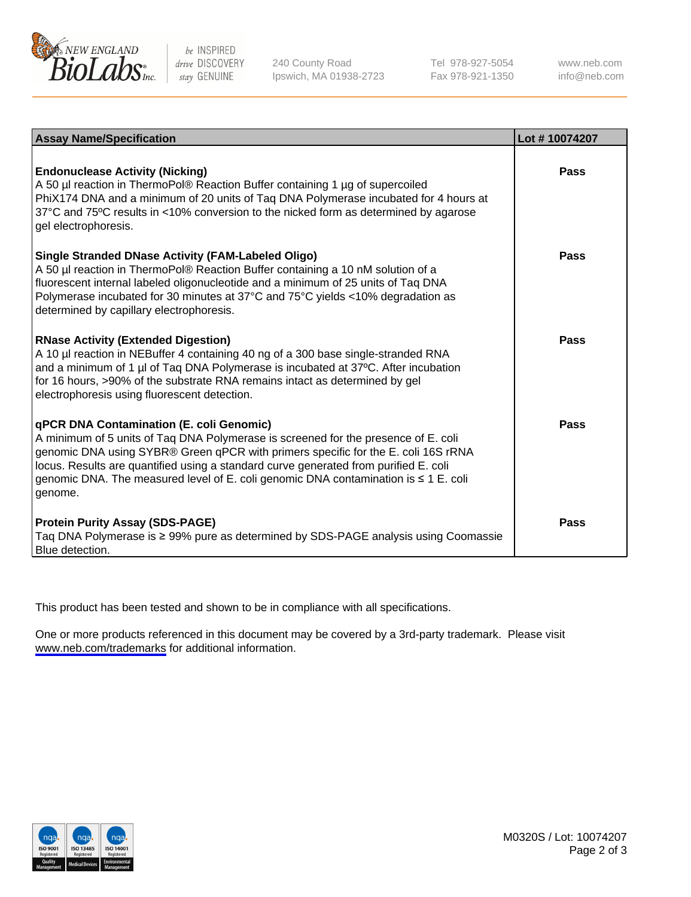| Assay Name/Specification | Lot # 10074207 |
|---|---|
| **Endonuclease Activity (Nicking)**<br>A 50 µl reaction in ThermoPol® Reaction Buffer containing 1 µg of supercoiled PhiX174 DNA and a minimum of 20 units of Taq DNA Polymerase incubated for 4 hours at 37°C and 75ºC results in <10% conversion to the nicked form as determined by agarose gel electrophoresis. | **Pass** |
| **Single Stranded DNase Activity (FAM-Labeled Oligo)**<br>A 50 µl reaction in ThermoPol® Reaction Buffer containing a 10 nM solution of a fluorescent internal labeled oligonucleotide and a minimum of 25 units of Taq DNA Polymerase incubated for 30 minutes at 37°C and 75°C yields <10% degradation as determined by capillary electrophoresis. | **Pass** |
| **RNase Activity (Extended Digestion)**<br>A 10 µl reaction in NEBuffer 4 containing 40 ng of a 300 base single-stranded RNA and a minimum of 1 µl of Taq DNA Polymerase is incubated at 37ºC. After incubation for 16 hours, >90% of the substrate RNA remains intact as determined by gel electrophoresis using fluorescent detection. | **Pass** |
| **qPCR DNA Contamination (E. coli Genomic)**<br>A minimum of 5 units of Taq DNA Polymerase is screened for the presence of E. coli genomic DNA using SYBR® Green qPCR with primers specific for the E. coli 16S rRNA locus. Results are quantified using a standard curve generated from purified E. coli genomic DNA. The measured level of E. coli genomic DNA contamination is ≤ 1 E. coli genome. | **Pass** |
| **Protein Purity Assay (SDS-PAGE)**<br>Taq DNA Polymerase is ≥ 99% pure as determined by SDS-PAGE analysis using Coomassie Blue detection. | **Pass** |

This product has been tested and shown to be in compliance with all specifications.

One or more products referenced in this document may be covered by a 3rd-party trademark. Please visit www.neb.com/trademarks for additional information.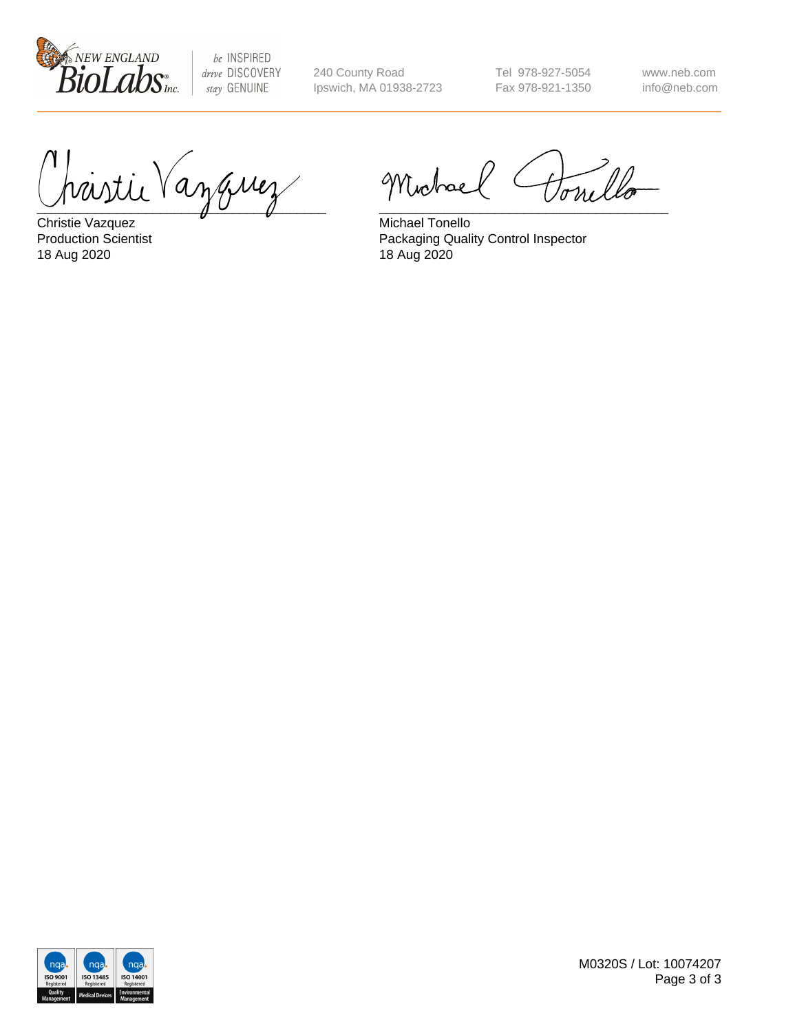Christie Vazquez
Production Scientist
18 Aug 2020

Michael Tonello
Packaging Quality Control Inspector
18 Aug 2020